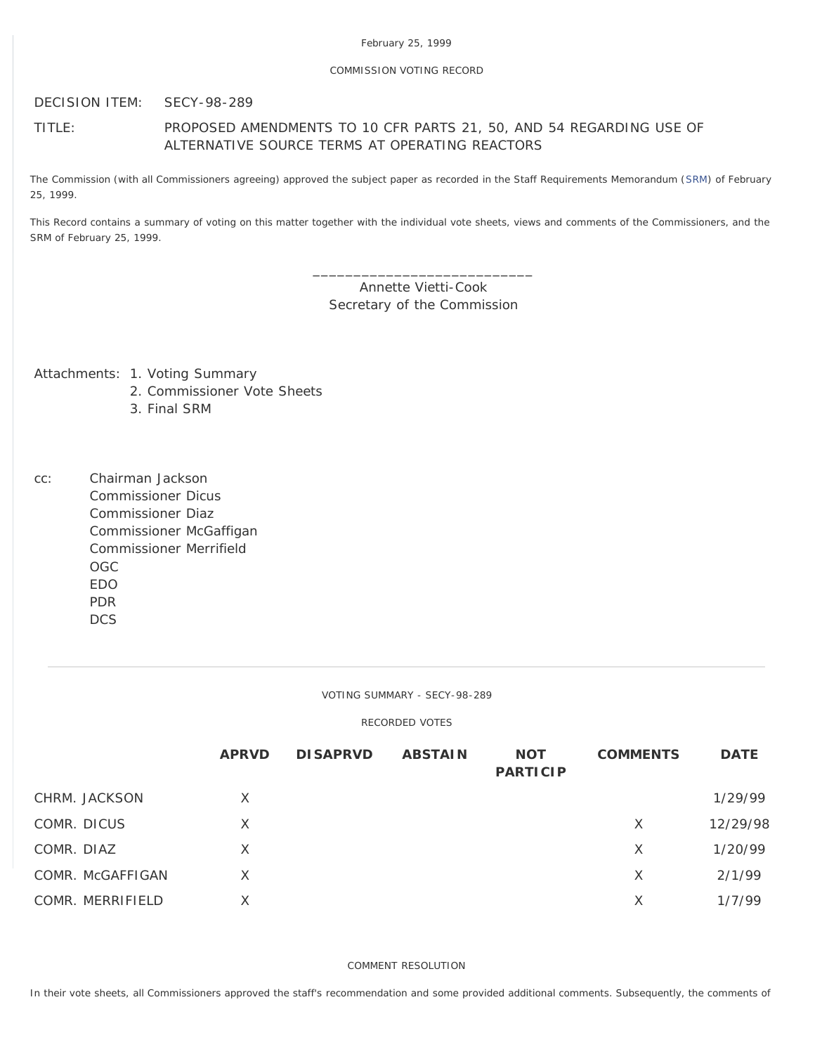February 25, 1999

COMMISSION VOTING RECORD

DECISION ITEM: SECY-98-289

TITLE: PROPOSED AMENDMENTS TO 10 CFR PARTS 21, 50, AND 54 REGARDING USE OF ALTERNATIVE SOURCE TERMS AT OPERATING REACTORS

The Commission (with all Commissioners agreeing) approved the subject paper as recorded in the Staff Requirements Memorandum (SRM) of February 25, 1999.

This Record contains a summary of voting on this matter together with the individual vote sheets, views and comments of the Commissioners, and the SRM of February 25, 1999.

\_\_\_\_\_\_\_\_\_\_\_\_\_\_\_\_\_\_\_\_\_\_\_\_\_\_\_\_
Annette Vietti-Cook
Secretary of the Commission

Attachments:
1. Voting Summary
2. Commissioner Vote Sheets
3. Final SRM

cc:
Chairman Jackson
Commissioner Dicus
Commissioner Diaz
Commissioner McGaffigan
Commissioner Merrifield
OGC
EDO
PDR
DCS

---

VOTING SUMMARY - SECY-98-289

RECORDED VOTES

| | APRVD | DISAPRVD | ABSTAIN | NOT PARTICIP | COMMENTS | DATE |
|---|---|---|---|---|---|---|
| CHRM. JACKSON | X | | | | | 1/29/99 |
| COMR. DICUS | X | | | | X | 12/29/98 |
| COMR. DIAZ | X | | | | X | 1/20/99 |
| COMR. McGAFFIGAN | X | | | | X | 2/1/99 |
| COMR. MERRIFIELD | X | | | | X | 1/7/99 |

COMMENT RESOLUTION

In their vote sheets, all Commissioners approved the staff's recommendation and some provided additional comments. Subsequently, the comments of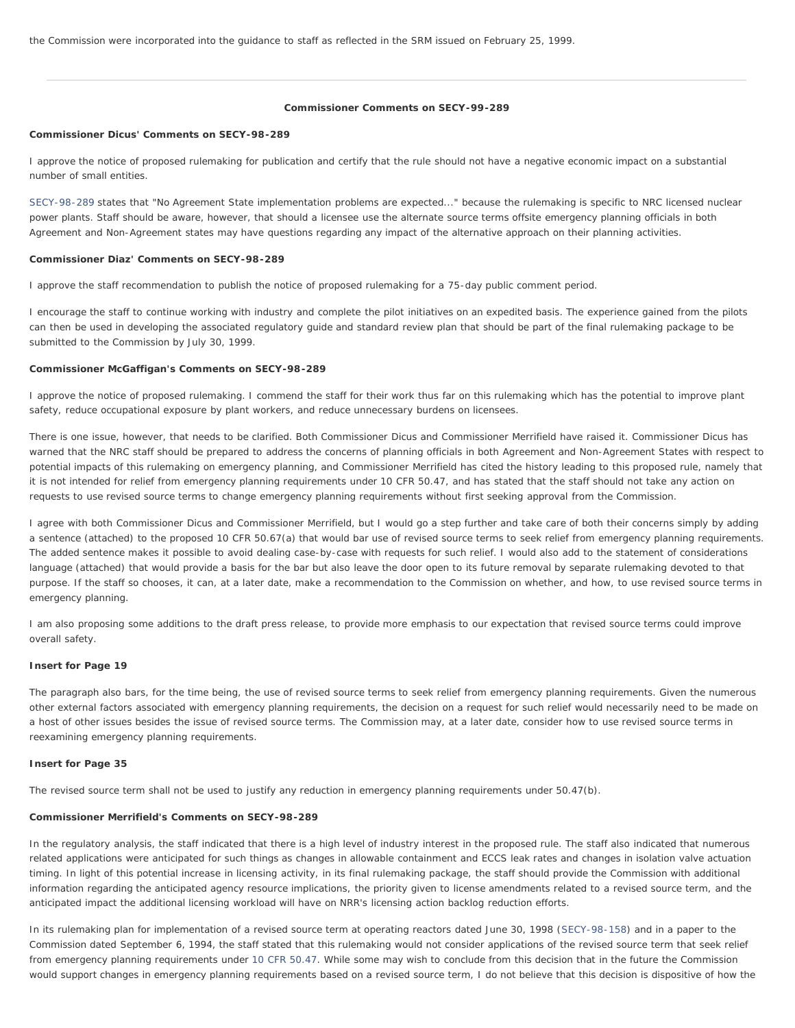the Commission were incorporated into the guidance to staff as reflected in the SRM issued on February 25, 1999.

---

**Commissioner Comments on SECY-99-289**

**Commissioner Dicus' Comments on SECY-98-289**

I approve the notice of proposed rulemaking for publication and certify that the rule should not have a negative economic impact on a substantial number of small entities.

SECY-98-289 states that "No Agreement State implementation problems are expected..." because the rulemaking is specific to NRC licensed nuclear power plants. Staff should be aware, however, that should a licensee use the alternate source terms offsite emergency planning officials in both Agreement and Non-Agreement states may have questions regarding any impact of the alternative approach on their planning activities.

**Commissioner Diaz' Comments on SECY-98-289**

I approve the staff recommendation to publish the notice of proposed rulemaking for a 75-day public comment period.

I encourage the staff to continue working with industry and complete the pilot initiatives on an expedited basis. The experience gained from the pilots can then be used in developing the associated regulatory guide and standard review plan that should be part of the final rulemaking package to be submitted to the Commission by July 30, 1999.

**Commissioner McGaffigan's Comments on SECY-98-289**

I approve the notice of proposed rulemaking. I commend the staff for their work thus far on this rulemaking which has the potential to improve plant safety, reduce occupational exposure by plant workers, and reduce unnecessary burdens on licensees.

There is one issue, however, that needs to be clarified. Both Commissioner Dicus and Commissioner Merrifield have raised it. Commissioner Dicus has warned that the NRC staff should be prepared to address the concerns of planning officials in both Agreement and Non-Agreement States with respect to potential impacts of this rulemaking on emergency planning, and Commissioner Merrifield has cited the history leading to this proposed rule, namely that it is not intended for relief from emergency planning requirements under 10 CFR 50.47, and has stated that the staff should not take any action on requests to use revised source terms to change emergency planning requirements without first seeking approval from the Commission.

I agree with both Commissioner Dicus and Commissioner Merrifield, but I would go a step further and take care of both their concerns simply by adding a sentence (attached) to the proposed 10 CFR 50.67(a) that would bar use of revised source terms to seek relief from emergency planning requirements. The added sentence makes it possible to avoid dealing case-by-case with requests for such relief. I would also add to the statement of considerations language (attached) that would provide a basis for the bar but also leave the door open to its future removal by separate rulemaking devoted to that purpose. If the staff so chooses, it can, at a later date, make a recommendation to the Commission on whether, and how, to use revised source terms in emergency planning.

I am also proposing some additions to the draft press release, to provide more emphasis to our expectation that revised source terms could improve overall safety.

**Insert for Page 19**

The paragraph also bars, for the time being, the use of revised source terms to seek relief from emergency planning requirements. Given the numerous other external factors associated with emergency planning requirements, the decision on a request for such relief would necessarily need to be made on a host of other issues besides the issue of revised source terms. The Commission may, at a later date, consider how to use revised source terms in reexamining emergency planning requirements.

**Insert for Page 35**

The revised source term shall not be used to justify any reduction in emergency planning requirements under 50.47(b).

**Commissioner Merrifield's Comments on SECY-98-289**

In the regulatory analysis, the staff indicated that there is a high level of industry interest in the proposed rule. The staff also indicated that numerous related applications were anticipated for such things as changes in allowable containment and ECCS leak rates and changes in isolation valve actuation timing. In light of this potential increase in licensing activity, in its final rulemaking package, the staff should provide the Commission with additional information regarding the anticipated agency resource implications, the priority given to license amendments related to a revised source term, and the anticipated impact the additional licensing workload will have on NRR's licensing action backlog reduction efforts.

In its rulemaking plan for implementation of a revised source term at operating reactors dated June 30, 1998 (SECY-98-158) and in a paper to the Commission dated September 6, 1994, the staff stated that this rulemaking would not consider applications of the revised source term that seek relief from emergency planning requirements under 10 CFR 50.47. While some may wish to conclude from this decision that in the future the Commission would support changes in emergency planning requirements based on a revised source term, I do not believe that this decision is dispositive of how the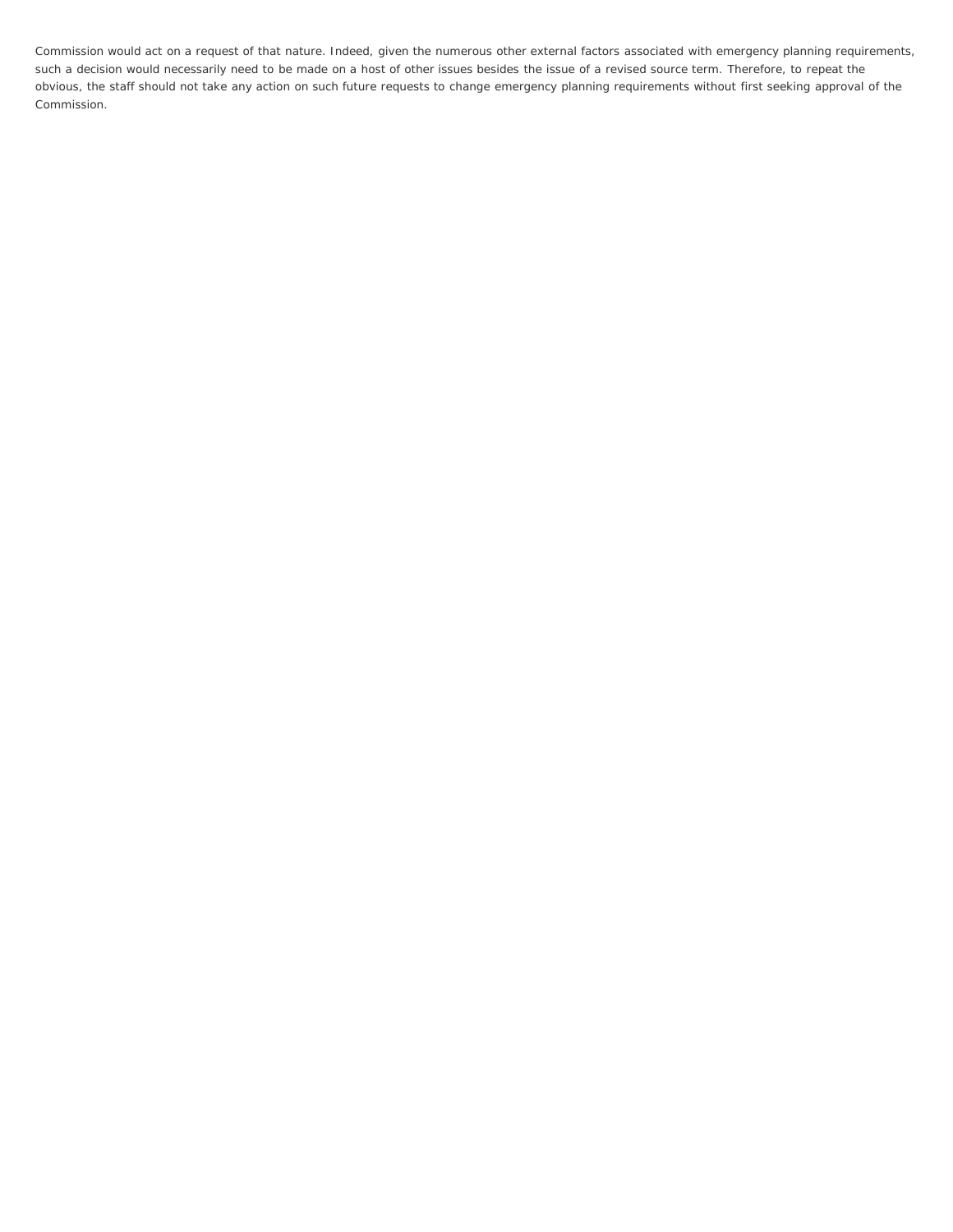Commission would act on a request of that nature. Indeed, given the numerous other external factors associated with emergency planning requirements, such a decision would necessarily need to be made on a host of other issues besides the issue of a revised source term. Therefore, to repeat the obvious, the staff should not take any action on such future requests to change emergency planning requirements without first seeking approval of the Commission.